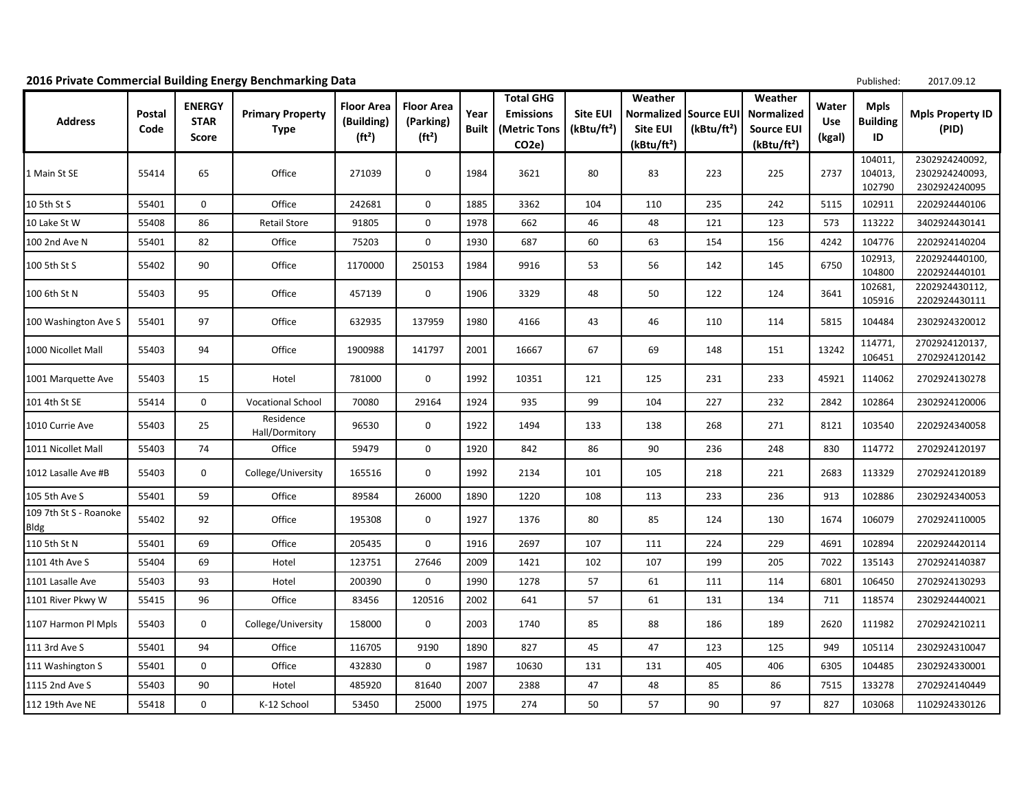**2016 Private Commercial Building Energy Benchmarking Data**

Published: 2017.09.12

| Address | Postal Code | ENERGY STAR Score | Primary Property Type | Floor Area (Building) (ft²) | Floor Area (Parking) (ft²) | Year Built | Total GHG Emissions (Metric Tons CO2e) | Site EUI (kBtu/ft²) | Weather Normalized Site EUI (kBtu/ft²) | Source EUI (kBtu/ft²) | Weather Normalized Source EUI (kBtu/ft²) | Water Use (kgal) | Mpls Building ID | Mpls Property ID (PID) |
|---|---|---|---|---|---|---|---|---|---|---|---|---|---|---|
| 1 Main St SE | 55414 | 65 | Office | 271039 | 0 | 1984 | 3621 | 80 | 83 | 223 | 225 | 2737 | 104011, 104013, 102790 | 2302924240092, 2302924240093, 2302924240095 |
| 10 5th St S | 55401 | 0 | Office | 242681 | 0 | 1885 | 3362 | 104 | 110 | 235 | 242 | 5115 | 102911 | 2202924440106 |
| 10 Lake St W | 55408 | 86 | Retail Store | 91805 | 0 | 1978 | 662 | 46 | 48 | 121 | 123 | 573 | 113222 | 3402924430141 |
| 100 2nd Ave N | 55401 | 82 | Office | 75203 | 0 | 1930 | 687 | 60 | 63 | 154 | 156 | 4242 | 104776 | 2202924140204 |
| 100 5th St S | 55402 | 90 | Office | 1170000 | 250153 | 1984 | 9916 | 53 | 56 | 142 | 145 | 6750 | 102913, 104800 | 2202924440100, 2202924440101 |
| 100 6th St N | 55403 | 95 | Office | 457139 | 0 | 1906 | 3329 | 48 | 50 | 122 | 124 | 3641 | 102681, 105916 | 2202924430112, 2202924430111 |
| 100 Washington Ave S | 55401 | 97 | Office | 632935 | 137959 | 1980 | 4166 | 43 | 46 | 110 | 114 | 5815 | 104484 | 2302924320012 |
| 1000 Nicollet Mall | 55403 | 94 | Office | 1900988 | 141797 | 2001 | 16667 | 67 | 69 | 148 | 151 | 13242 | 114771, 106451 | 2702924120137, 2702924120142 |
| 1001 Marquette Ave | 55403 | 15 | Hotel | 781000 | 0 | 1992 | 10351 | 121 | 125 | 231 | 233 | 45921 | 114062 | 2702924130278 |
| 101 4th St SE | 55414 | 0 | Vocational School | 70080 | 29164 | 1924 | 935 | 99 | 104 | 227 | 232 | 2842 | 102864 | 2302924120006 |
| 1010 Currie Ave | 55403 | 25 | Residence Hall/Dormitory | 96530 | 0 | 1922 | 1494 | 133 | 138 | 268 | 271 | 8121 | 103540 | 2202924340058 |
| 1011 Nicollet Mall | 55403 | 74 | Office | 59479 | 0 | 1920 | 842 | 86 | 90 | 236 | 248 | 830 | 114772 | 2702924120197 |
| 1012 Lasalle Ave #B | 55403 | 0 | College/University | 165516 | 0 | 1992 | 2134 | 101 | 105 | 218 | 221 | 2683 | 113329 | 2702924120189 |
| 105 5th Ave S | 55401 | 59 | Office | 89584 | 26000 | 1890 | 1220 | 108 | 113 | 233 | 236 | 913 | 102886 | 2302924340053 |
| 109 7th St S - Roanoke Bldg | 55402 | 92 | Office | 195308 | 0 | 1927 | 1376 | 80 | 85 | 124 | 130 | 1674 | 106079 | 2702924110005 |
| 110 5th St N | 55401 | 69 | Office | 205435 | 0 | 1916 | 2697 | 107 | 111 | 224 | 229 | 4691 | 102894 | 2202924420114 |
| 1101 4th Ave S | 55404 | 69 | Hotel | 123751 | 27646 | 2009 | 1421 | 102 | 107 | 199 | 205 | 7022 | 135143 | 2702924140387 |
| 1101 Lasalle Ave | 55403 | 93 | Hotel | 200390 | 0 | 1990 | 1278 | 57 | 61 | 111 | 114 | 6801 | 106450 | 2702924130293 |
| 1101 River Pkwy W | 55415 | 96 | Office | 83456 | 120516 | 2002 | 641 | 57 | 61 | 131 | 134 | 711 | 118574 | 2302924440021 |
| 1107 Harmon Pl Mpls | 55403 | 0 | College/University | 158000 | 0 | 2003 | 1740 | 85 | 88 | 186 | 189 | 2620 | 111982 | 2702924210211 |
| 111 3rd Ave S | 55401 | 94 | Office | 116705 | 9190 | 1890 | 827 | 45 | 47 | 123 | 125 | 949 | 105114 | 2302924310047 |
| 111 Washington S | 55401 | 0 | Office | 432830 | 0 | 1987 | 10630 | 131 | 131 | 405 | 406 | 6305 | 104485 | 2302924330001 |
| 1115 2nd Ave S | 55403 | 90 | Hotel | 485920 | 81640 | 2007 | 2388 | 47 | 48 | 85 | 86 | 7515 | 133278 | 2702924140449 |
| 112 19th Ave NE | 55418 | 0 | K-12 School | 53450 | 25000 | 1975 | 274 | 50 | 57 | 90 | 97 | 827 | 103068 | 1102924330126 |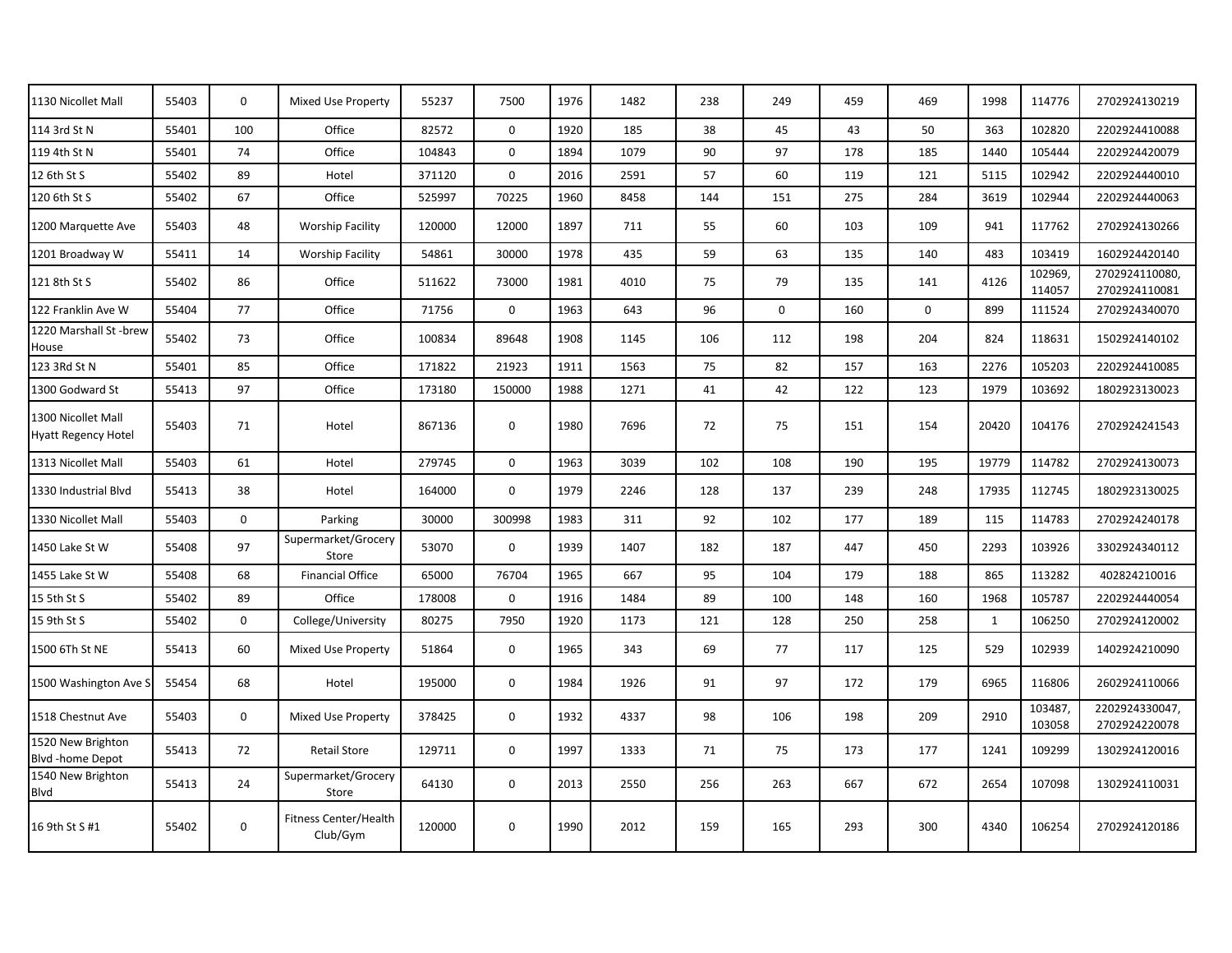| | | | | | | | | | | | | | | |
|---|---|---|---|---|---|---|---|---|---|---|---|---|---|---|
| 1130 Nicollet Mall | 55403 | 0 | Mixed Use Property | 55237 | 7500 | 1976 | 1482 | 238 | 249 | 459 | 469 | 1998 | 114776 | 2702924130219 |
| 114 3rd St N | 55401 | 100 | Office | 82572 | 0 | 1920 | 185 | 38 | 45 | 43 | 50 | 363 | 102820 | 2202924410088 |
| 119 4th St N | 55401 | 74 | Office | 104843 | 0 | 1894 | 1079 | 90 | 97 | 178 | 185 | 1440 | 105444 | 2202924420079 |
| 12 6th St S | 55402 | 89 | Hotel | 371120 | 0 | 2016 | 2591 | 57 | 60 | 119 | 121 | 5115 | 102942 | 2202924440010 |
| 120 6th St S | 55402 | 67 | Office | 525997 | 70225 | 1960 | 8458 | 144 | 151 | 275 | 284 | 3619 | 102944 | 2202924440063 |
| 1200 Marquette Ave | 55403 | 48 | Worship Facility | 120000 | 12000 | 1897 | 711 | 55 | 60 | 103 | 109 | 941 | 117762 | 2702924130266 |
| 1201 Broadway W | 55411 | 14 | Worship Facility | 54861 | 30000 | 1978 | 435 | 59 | 63 | 135 | 140 | 483 | 103419 | 1602924420140 |
| 121 8th St S | 55402 | 86 | Office | 511622 | 73000 | 1981 | 4010 | 75 | 79 | 135 | 141 | 4126 | 102969, 114057 | 2702924110080, 2702924110081 |
| 122 Franklin Ave W | 55404 | 77 | Office | 71756 | 0 | 1963 | 643 | 96 | 0 | 160 | 0 | 899 | 111524 | 2702924340070 |
| 1220 Marshall St -brew House | 55402 | 73 | Office | 100834 | 89648 | 1908 | 1145 | 106 | 112 | 198 | 204 | 824 | 118631 | 1502924140102 |
| 123 3Rd St N | 55401 | 85 | Office | 171822 | 21923 | 1911 | 1563 | 75 | 82 | 157 | 163 | 2276 | 105203 | 2202924410085 |
| 1300 Godward St | 55413 | 97 | Office | 173180 | 150000 | 1988 | 1271 | 41 | 42 | 122 | 123 | 1979 | 103692 | 1802923130023 |
| 1300 Nicollet Mall Hyatt Regency Hotel | 55403 | 71 | Hotel | 867136 | 0 | 1980 | 7696 | 72 | 75 | 151 | 154 | 20420 | 104176 | 2702924241543 |
| 1313 Nicollet Mall | 55403 | 61 | Hotel | 279745 | 0 | 1963 | 3039 | 102 | 108 | 190 | 195 | 19779 | 114782 | 2702924130073 |
| 1330 Industrial Blvd | 55413 | 38 | Hotel | 164000 | 0 | 1979 | 2246 | 128 | 137 | 239 | 248 | 17935 | 112745 | 1802923130025 |
| 1330 Nicollet Mall | 55403 | 0 | Parking | 30000 | 300998 | 1983 | 311 | 92 | 102 | 177 | 189 | 115 | 114783 | 2702924240178 |
| 1450 Lake St W | 55408 | 97 | Supermarket/Grocery Store | 53070 | 0 | 1939 | 1407 | 182 | 187 | 447 | 450 | 2293 | 103926 | 3302924340112 |
| 1455 Lake St W | 55408 | 68 | Financial Office | 65000 | 76704 | 1965 | 667 | 95 | 104 | 179 | 188 | 865 | 113282 | 402824210016 |
| 15 5th St S | 55402 | 89 | Office | 178008 | 0 | 1916 | 1484 | 89 | 100 | 148 | 160 | 1968 | 105787 | 2202924440054 |
| 15 9th St S | 55402 | 0 | College/University | 80275 | 7950 | 1920 | 1173 | 121 | 128 | 250 | 258 | 1 | 106250 | 2702924120002 |
| 1500 6Th St NE | 55413 | 60 | Mixed Use Property | 51864 | 0 | 1965 | 343 | 69 | 77 | 117 | 125 | 529 | 102939 | 1402924210090 |
| 1500 Washington Ave S | 55454 | 68 | Hotel | 195000 | 0 | 1984 | 1926 | 91 | 97 | 172 | 179 | 6965 | 116806 | 2602924110066 |
| 1518 Chestnut Ave | 55403 | 0 | Mixed Use Property | 378425 | 0 | 1932 | 4337 | 98 | 106 | 198 | 209 | 2910 | 103487, 103058 | 2202924330047, 2702924220078 |
| 1520 New Brighton Blvd -home Depot | 55413 | 72 | Retail Store | 129711 | 0 | 1997 | 1333 | 71 | 75 | 173 | 177 | 1241 | 109299 | 1302924120016 |
| 1540 New Brighton Blvd | 55413 | 24 | Supermarket/Grocery Store | 64130 | 0 | 2013 | 2550 | 256 | 263 | 667 | 672 | 2654 | 107098 | 1302924110031 |
| 16 9th St S #1 | 55402 | 0 | Fitness Center/Health Club/Gym | 120000 | 0 | 1990 | 2012 | 159 | 165 | 293 | 300 | 4340 | 106254 | 2702924120186 |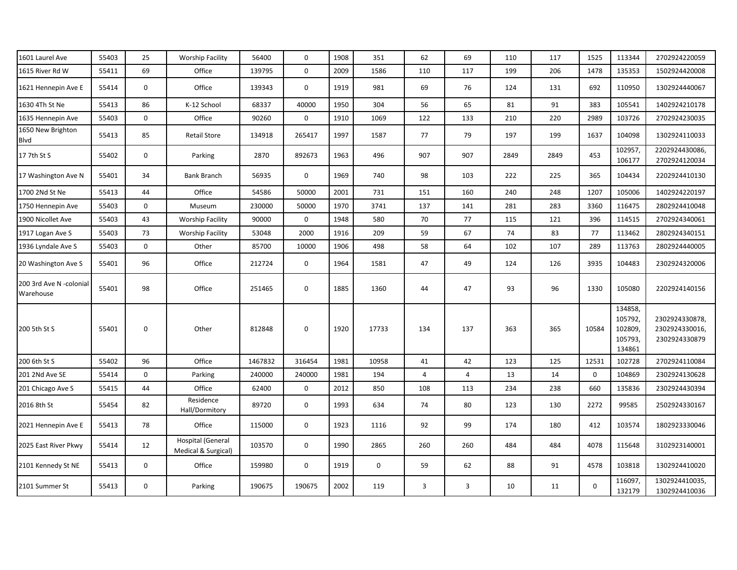| | | | | | | | | | | | | | | |
|---|---|---|---|---|---|---|---|---|---|---|---|---|---|---|
| 1601 Laurel Ave | 55403 | 25 | Worship Facility | 56400 | 0 | 1908 | 351 | 62 | 69 | 110 | 117 | 1525 | 113344 | 2702924220059 |
| 1615 River Rd W | 55411 | 69 | Office | 139795 | 0 | 2009 | 1586 | 110 | 117 | 199 | 206 | 1478 | 135353 | 1502924420008 |
| 1621 Hennepin Ave E | 55414 | 0 | Office | 139343 | 0 | 1919 | 981 | 69 | 76 | 124 | 131 | 692 | 110950 | 1302924440067 |
| 1630 4Th St Ne | 55413 | 86 | K-12 School | 68337 | 40000 | 1950 | 304 | 56 | 65 | 81 | 91 | 383 | 105541 | 1402924210178 |
| 1635 Hennepin Ave | 55403 | 0 | Office | 90260 | 0 | 1910 | 1069 | 122 | 133 | 210 | 220 | 2989 | 103726 | 2702924230035 |
| 1650 New Brighton Blvd | 55413 | 85 | Retail Store | 134918 | 265417 | 1997 | 1587 | 77 | 79 | 197 | 199 | 1637 | 104098 | 1302924110033 |
| 17 7th St S | 55402 | 0 | Parking | 2870 | 892673 | 1963 | 496 | 907 | 907 | 2849 | 2849 | 453 | 102957, 106177 | 2202924430086, 2702924120034 |
| 17 Washington Ave N | 55401 | 34 | Bank Branch | 56935 | 0 | 1969 | 740 | 98 | 103 | 222 | 225 | 365 | 104434 | 2202924410130 |
| 1700 2Nd St Ne | 55413 | 44 | Office | 54586 | 50000 | 2001 | 731 | 151 | 160 | 240 | 248 | 1207 | 105006 | 1402924220197 |
| 1750 Hennepin Ave | 55403 | 0 | Museum | 230000 | 50000 | 1970 | 3741 | 137 | 141 | 281 | 283 | 3360 | 116475 | 2802924410048 |
| 1900 Nicollet Ave | 55403 | 43 | Worship Facility | 90000 | 0 | 1948 | 580 | 70 | 77 | 115 | 121 | 396 | 114515 | 2702924340061 |
| 1917 Logan Ave S | 55403 | 73 | Worship Facility | 53048 | 2000 | 1916 | 209 | 59 | 67 | 74 | 83 | 77 | 113462 | 2802924340151 |
| 1936 Lyndale Ave S | 55403 | 0 | Other | 85700 | 10000 | 1906 | 498 | 58 | 64 | 102 | 107 | 289 | 113763 | 2802924440005 |
| 20 Washington Ave S | 55401 | 96 | Office | 212724 | 0 | 1964 | 1581 | 47 | 49 | 124 | 126 | 3935 | 104483 | 2302924320006 |
| 200 3rd Ave N -colonial Warehouse | 55401 | 98 | Office | 251465 | 0 | 1885 | 1360 | 44 | 47 | 93 | 96 | 1330 | 105080 | 2202924140156 |
| 200 5th St S | 55401 | 0 | Other | 812848 | 0 | 1920 | 17733 | 134 | 137 | 363 | 365 | 10584 | 134858, 105792, 102809, 105793, 134861 | 2302924330878, 2302924330016, 2302924330879 |
| 200 6th St S | 55402 | 96 | Office | 1467832 | 316454 | 1981 | 10958 | 41 | 42 | 123 | 125 | 12531 | 102728 | 2702924110084 |
| 201 2Nd Ave SE | 55414 | 0 | Parking | 240000 | 240000 | 1981 | 194 | 4 | 4 | 13 | 14 | 0 | 104869 | 2302924130628 |
| 201 Chicago Ave S | 55415 | 44 | Office | 62400 | 0 | 2012 | 850 | 108 | 113 | 234 | 238 | 660 | 135836 | 2302924430394 |
| 2016 8th St | 55454 | 82 | Residence Hall/Dormitory | 89720 | 0 | 1993 | 634 | 74 | 80 | 123 | 130 | 2272 | 99585 | 2502924330167 |
| 2021 Hennepin Ave E | 55413 | 78 | Office | 115000 | 0 | 1923 | 1116 | 92 | 99 | 174 | 180 | 412 | 103574 | 1802923330046 |
| 2025 East River Pkwy | 55414 | 12 | Hospital (General Medical & Surgical) | 103570 | 0 | 1990 | 2865 | 260 | 260 | 484 | 484 | 4078 | 115648 | 3102923140001 |
| 2101 Kennedy St NE | 55413 | 0 | Office | 159980 | 0 | 1919 | 0 | 59 | 62 | 88 | 91 | 4578 | 103818 | 1302924410020 |
| 2101 Summer St | 55413 | 0 | Parking | 190675 | 190675 | 2002 | 119 | 3 | 3 | 10 | 11 | 0 | 116097, 132179 | 1302924410035, 1302924410036 |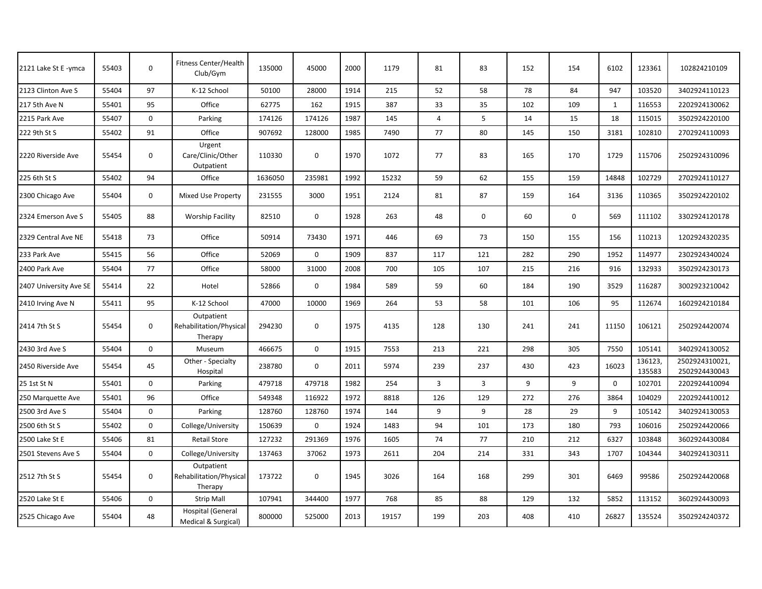| | | | | | | | | | | | | | | |
|---|---|---|---|---|---|---|---|---|---|---|---|---|---|---|
| 2121 Lake St E -ymca | 55403 | 0 | Fitness Center/Health Club/Gym | 135000 | 45000 | 2000 | 1179 | 81 | 83 | 152 | 154 | 6102 | 123361 | 102824210109 |
| 2123 Clinton Ave S | 55404 | 97 | K-12 School | 50100 | 28000 | 1914 | 215 | 52 | 58 | 78 | 84 | 947 | 103520 | 3402924110123 |
| 217 5th Ave N | 55401 | 95 | Office | 62775 | 162 | 1915 | 387 | 33 | 35 | 102 | 109 | 1 | 116553 | 2202924130062 |
| 2215 Park Ave | 55407 | 0 | Parking | 174126 | 174126 | 1987 | 145 | 4 | 5 | 14 | 15 | 18 | 115015 | 3502924220100 |
| 222 9th St S | 55402 | 91 | Office | 907692 | 128000 | 1985 | 7490 | 77 | 80 | 145 | 150 | 3181 | 102810 | 2702924110093 |
| 2220 Riverside Ave | 55454 | 0 | Urgent Care/Clinic/Other Outpatient | 110330 | 0 | 1970 | 1072 | 77 | 83 | 165 | 170 | 1729 | 115706 | 2502924310096 |
| 225 6th St S | 55402 | 94 | Office | 1636050 | 235981 | 1992 | 15232 | 59 | 62 | 155 | 159 | 14848 | 102729 | 2702924110127 |
| 2300 Chicago Ave | 55404 | 0 | Mixed Use Property | 231555 | 3000 | 1951 | 2124 | 81 | 87 | 159 | 164 | 3136 | 110365 | 3502924220102 |
| 2324 Emerson Ave S | 55405 | 88 | Worship Facility | 82510 | 0 | 1928 | 263 | 48 | 0 | 60 | 0 | 569 | 111102 | 3302924120178 |
| 2329 Central Ave NE | 55418 | 73 | Office | 50914 | 73430 | 1971 | 446 | 69 | 73 | 150 | 155 | 156 | 110213 | 1202924320235 |
| 233 Park Ave | 55415 | 56 | Office | 52069 | 0 | 1909 | 837 | 117 | 121 | 282 | 290 | 1952 | 114977 | 2302924340024 |
| 2400 Park Ave | 55404 | 77 | Office | 58000 | 31000 | 2008 | 700 | 105 | 107 | 215 | 216 | 916 | 132933 | 3502924230173 |
| 2407 University Ave SE | 55414 | 22 | Hotel | 52866 | 0 | 1984 | 589 | 59 | 60 | 184 | 190 | 3529 | 116287 | 3002923210042 |
| 2410 Irving Ave N | 55411 | 95 | K-12 School | 47000 | 10000 | 1969 | 264 | 53 | 58 | 101 | 106 | 95 | 112674 | 1602924210184 |
| 2414 7th St S | 55454 | 0 | Outpatient Rehabilitation/Physical Therapy | 294230 | 0 | 1975 | 4135 | 128 | 130 | 241 | 241 | 11150 | 106121 | 2502924420074 |
| 2430 3rd Ave S | 55404 | 0 | Museum | 466675 | 0 | 1915 | 7553 | 213 | 221 | 298 | 305 | 7550 | 105141 | 3402924130052 |
| 2450 Riverside Ave | 55454 | 45 | Other - Specialty Hospital | 238780 | 0 | 2011 | 5974 | 239 | 237 | 430 | 423 | 16023 | 136123, 135583 | 2502924310021, 2502924430043 |
| 25 1st St N | 55401 | 0 | Parking | 479718 | 479718 | 1982 | 254 | 3 | 3 | 9 | 9 | 0 | 102701 | 2202924410094 |
| 250 Marquette Ave | 55401 | 96 | Office | 549348 | 116922 | 1972 | 8818 | 126 | 129 | 272 | 276 | 3864 | 104029 | 2202924410012 |
| 2500 3rd Ave S | 55404 | 0 | Parking | 128760 | 128760 | 1974 | 144 | 9 | 9 | 28 | 29 | 9 | 105142 | 3402924130053 |
| 2500 6th St S | 55402 | 0 | College/University | 150639 | 0 | 1924 | 1483 | 94 | 101 | 173 | 180 | 793 | 106016 | 2502924420066 |
| 2500 Lake St E | 55406 | 81 | Retail Store | 127232 | 291369 | 1976 | 1605 | 74 | 77 | 210 | 212 | 6327 | 103848 | 3602924430084 |
| 2501 Stevens Ave S | 55404 | 0 | College/University | 137463 | 37062 | 1973 | 2611 | 204 | 214 | 331 | 343 | 1707 | 104344 | 3402924130311 |
| 2512 7th St S | 55454 | 0 | Outpatient Rehabilitation/Physical Therapy | 173722 | 0 | 1945 | 3026 | 164 | 168 | 299 | 301 | 6469 | 99586 | 2502924420068 |
| 2520 Lake St E | 55406 | 0 | Strip Mall | 107941 | 344400 | 1977 | 768 | 85 | 88 | 129 | 132 | 5852 | 113152 | 3602924430093 |
| 2525 Chicago Ave | 55404 | 48 | Hospital (General Medical & Surgical) | 800000 | 525000 | 2013 | 19157 | 199 | 203 | 408 | 410 | 26827 | 135524 | 3502924240372 |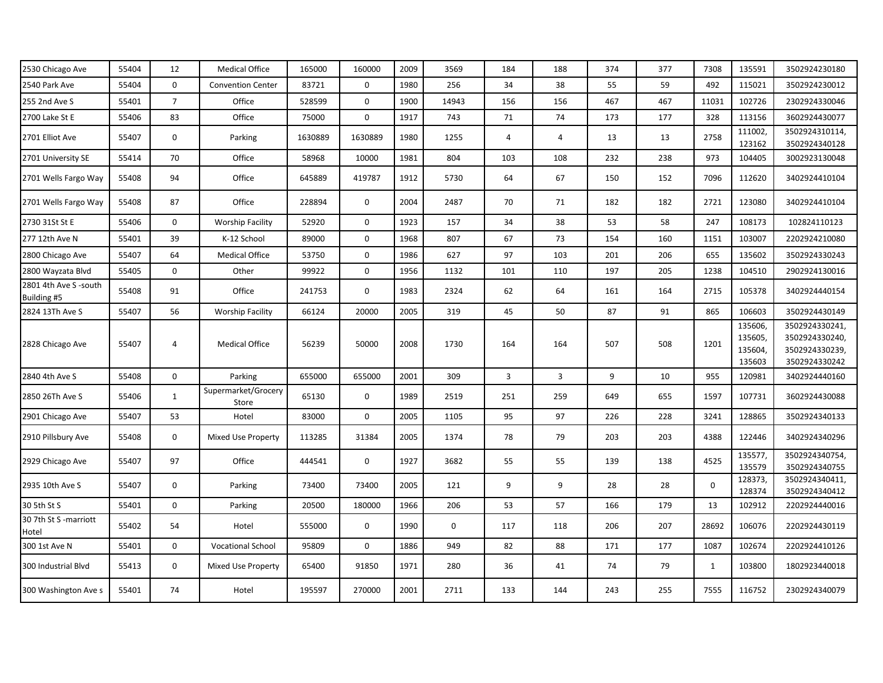| | | | | | | | | | | | | | | |
|---|---|---|---|---|---|---|---|---|---|---|---|---|---|---|
| 2530 Chicago Ave | 55404 | 12 | Medical Office | 165000 | 160000 | 2009 | 3569 | 184 | 188 | 374 | 377 | 7308 | 135591 | 3502924230180 |
| 2540 Park Ave | 55404 | 0 | Convention Center | 83721 | 0 | 1980 | 256 | 34 | 38 | 55 | 59 | 492 | 115021 | 3502924230012 |
| 255 2nd Ave S | 55401 | 7 | Office | 528599 | 0 | 1900 | 14943 | 156 | 156 | 467 | 467 | 11031 | 102726 | 2302924330046 |
| 2700 Lake St E | 55406 | 83 | Office | 75000 | 0 | 1917 | 743 | 71 | 74 | 173 | 177 | 328 | 113156 | 3602924430077 |
| 2701 Elliot Ave | 55407 | 0 | Parking | 1630889 | 1630889 | 1980 | 1255 | 4 | 4 | 13 | 13 | 2758 | 111002, 123162 | 3502924310114, 3502924340128 |
| 2701 University SE | 55414 | 70 | Office | 58968 | 10000 | 1981 | 804 | 103 | 108 | 232 | 238 | 973 | 104405 | 3002923130048 |
| 2701 Wells Fargo Way | 55408 | 94 | Office | 645889 | 419787 | 1912 | 5730 | 64 | 67 | 150 | 152 | 7096 | 112620 | 3402924410104 |
| 2701 Wells Fargo Way | 55408 | 87 | Office | 228894 | 0 | 2004 | 2487 | 70 | 71 | 182 | 182 | 2721 | 123080 | 3402924410104 |
| 2730 31St St E | 55406 | 0 | Worship Facility | 52920 | 0 | 1923 | 157 | 34 | 38 | 53 | 58 | 247 | 108173 | 102824110123 |
| 277 12th Ave N | 55401 | 39 | K-12 School | 89000 | 0 | 1968 | 807 | 67 | 73 | 154 | 160 | 1151 | 103007 | 2202924210080 |
| 2800 Chicago Ave | 55407 | 64 | Medical Office | 53750 | 0 | 1986 | 627 | 97 | 103 | 201 | 206 | 655 | 135602 | 3502924330243 |
| 2800 Wayzata Blvd | 55405 | 0 | Other | 99922 | 0 | 1956 | 1132 | 101 | 110 | 197 | 205 | 1238 | 104510 | 2902924130016 |
| 2801 4th Ave S -south Building #5 | 55408 | 91 | Office | 241753 | 0 | 1983 | 2324 | 62 | 64 | 161 | 164 | 2715 | 105378 | 3402924440154 |
| 2824 13Th Ave S | 55407 | 56 | Worship Facility | 66124 | 20000 | 2005 | 319 | 45 | 50 | 87 | 91 | 865 | 106603 | 3502924430149 |
| 2828 Chicago Ave | 55407 | 4 | Medical Office | 56239 | 50000 | 2008 | 1730 | 164 | 164 | 507 | 508 | 1201 | 135606, 135605, 135604, 135603 | 3502924330241, 3502924330240, 3502924330239, 3502924330242 |
| 2840 4th Ave S | 55408 | 0 | Parking | 655000 | 655000 | 2001 | 309 | 3 | 3 | 9 | 10 | 955 | 120981 | 3402924440160 |
| 2850 26Th Ave S | 55406 | 1 | Supermarket/Grocery Store | 65130 | 0 | 1989 | 2519 | 251 | 259 | 649 | 655 | 1597 | 107731 | 3602924430088 |
| 2901 Chicago Ave | 55407 | 53 | Hotel | 83000 | 0 | 2005 | 1105 | 95 | 97 | 226 | 228 | 3241 | 128865 | 3502924340133 |
| 2910 Pillsbury Ave | 55408 | 0 | Mixed Use Property | 113285 | 31384 | 2005 | 1374 | 78 | 79 | 203 | 203 | 4388 | 122446 | 3402924340296 |
| 2929 Chicago Ave | 55407 | 97 | Office | 444541 | 0 | 1927 | 3682 | 55 | 55 | 139 | 138 | 4525 | 135577, 135579 | 3502924340754, 3502924340755 |
| 2935 10th Ave S | 55407 | 0 | Parking | 73400 | 73400 | 2005 | 121 | 9 | 9 | 28 | 28 | 0 | 128373, 128374 | 3502924340411, 3502924340412 |
| 30 5th St S | 55401 | 0 | Parking | 20500 | 180000 | 1966 | 206 | 53 | 57 | 166 | 179 | 13 | 102912 | 2202924440016 |
| 30 7th St S -marriott Hotel | 55402 | 54 | Hotel | 555000 | 0 | 1990 | 0 | 117 | 118 | 206 | 207 | 28692 | 106076 | 2202924430119 |
| 300 1st Ave N | 55401 | 0 | Vocational School | 95809 | 0 | 1886 | 949 | 82 | 88 | 171 | 177 | 1087 | 102674 | 2202924410126 |
| 300 Industrial Blvd | 55413 | 0 | Mixed Use Property | 65400 | 91850 | 1971 | 280 | 36 | 41 | 74 | 79 | 1 | 103800 | 1802923440018 |
| 300 Washington Ave s | 55401 | 74 | Hotel | 195597 | 270000 | 2001 | 2711 | 133 | 144 | 243 | 255 | 7555 | 116752 | 2302924340079 |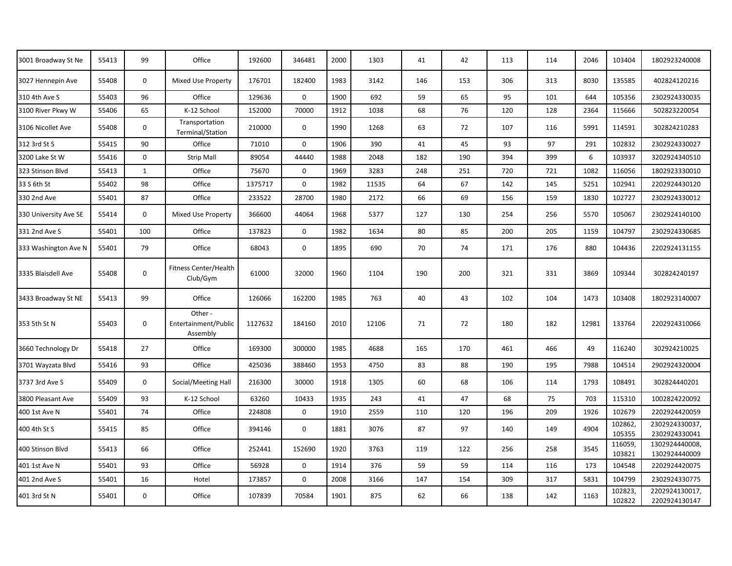| | | | | | | | | | | | | | | |
|---|---|---|---|---|---|---|---|---|---|---|---|---|---|---|
| 3001 Broadway St Ne | 55413 | 99 | Office | 192600 | 346481 | 2000 | 1303 | 41 | 42 | 113 | 114 | 2046 | 103404 | 1802923240008 |
| 3027 Hennepin Ave | 55408 | 0 | Mixed Use Property | 176701 | 182400 | 1983 | 3142 | 146 | 153 | 306 | 313 | 8030 | 135585 | 402824120216 |
| 310 4th Ave S | 55403 | 96 | Office | 129636 | 0 | 1900 | 692 | 59 | 65 | 95 | 101 | 644 | 105356 | 2302924330035 |
| 3100 River Pkwy W | 55406 | 65 | K-12 School | 152000 | 70000 | 1912 | 1038 | 68 | 76 | 120 | 128 | 2364 | 115666 | 502823220054 |
| 3106 Nicollet Ave | 55408 | 0 | Transportation Terminal/Station | 210000 | 0 | 1990 | 1268 | 63 | 72 | 107 | 116 | 5991 | 114591 | 302824210283 |
| 312 3rd St S | 55415 | 90 | Office | 71010 | 0 | 1906 | 390 | 41 | 45 | 93 | 97 | 291 | 102832 | 2302924330027 |
| 3200 Lake St W | 55416 | 0 | Strip Mall | 89054 | 44440 | 1988 | 2048 | 182 | 190 | 394 | 399 | 6 | 103937 | 3202924340510 |
| 323 Stinson Blvd | 55413 | 1 | Office | 75670 | 0 | 1969 | 3283 | 248 | 251 | 720 | 721 | 1082 | 116056 | 1802923330010 |
| 33 S 6th St | 55402 | 98 | Office | 1375717 | 0 | 1982 | 11535 | 64 | 67 | 142 | 145 | 5251 | 102941 | 2202924430120 |
| 330 2nd Ave | 55401 | 87 | Office | 233522 | 28700 | 1980 | 2172 | 66 | 69 | 156 | 159 | 1830 | 102727 | 2302924330012 |
| 330 University Ave SE | 55414 | 0 | Mixed Use Property | 366600 | 44064 | 1968 | 5377 | 127 | 130 | 254 | 256 | 5570 | 105067 | 2302924140100 |
| 331 2nd Ave S | 55401 | 100 | Office | 137823 | 0 | 1982 | 1634 | 80 | 85 | 200 | 205 | 1159 | 104797 | 2302924330685 |
| 333 Washington Ave N | 55401 | 79 | Office | 68043 | 0 | 1895 | 690 | 70 | 74 | 171 | 176 | 880 | 104436 | 2202924131155 |
| 3335 Blaisdell Ave | 55408 | 0 | Fitness Center/Health Club/Gym | 61000 | 32000 | 1960 | 1104 | 190 | 200 | 321 | 331 | 3869 | 109344 | 302824240197 |
| 3433 Broadway St NE | 55413 | 99 | Office | 126066 | 162200 | 1985 | 763 | 40 | 43 | 102 | 104 | 1473 | 103408 | 1802923140007 |
| 353 5th St N | 55403 | 0 | Other - Entertainment/Public Assembly | 1127632 | 184160 | 2010 | 12106 | 71 | 72 | 180 | 182 | 12981 | 133764 | 2202924310066 |
| 3660 Technology Dr | 55418 | 27 | Office | 169300 | 300000 | 1985 | 4688 | 165 | 170 | 461 | 466 | 49 | 116240 | 302924210025 |
| 3701 Wayzata Blvd | 55416 | 93 | Office | 425036 | 388460 | 1953 | 4750 | 83 | 88 | 190 | 195 | 7988 | 104514 | 2902924320004 |
| 3737 3rd Ave S | 55409 | 0 | Social/Meeting Hall | 216300 | 30000 | 1918 | 1305 | 60 | 68 | 106 | 114 | 1793 | 108491 | 302824440201 |
| 3800 Pleasant Ave | 55409 | 93 | K-12 School | 63260 | 10433 | 1935 | 243 | 41 | 47 | 68 | 75 | 703 | 115310 | 1002824220092 |
| 400 1st Ave N | 55401 | 74 | Office | 224808 | 0 | 1910 | 2559 | 110 | 120 | 196 | 209 | 1926 | 102679 | 2202924420059 |
| 400 4th St S | 55415 | 85 | Office | 394146 | 0 | 1881 | 3076 | 87 | 97 | 140 | 149 | 4904 | 102862, 105355 | 2302924330037, 2302924330041 |
| 400 Stinson Blvd | 55413 | 66 | Office | 252441 | 152690 | 1920 | 3763 | 119 | 122 | 256 | 258 | 3545 | 116059, 103821 | 1302924440008, 1302924440009 |
| 401 1st Ave N | 55401 | 93 | Office | 56928 | 0 | 1914 | 376 | 59 | 59 | 114 | 116 | 173 | 104548 | 2202924420075 |
| 401 2nd Ave S | 55401 | 16 | Hotel | 173857 | 0 | 2008 | 3166 | 147 | 154 | 309 | 317 | 5831 | 104799 | 2302924330775 |
| 401 3rd St N | 55401 | 0 | Office | 107839 | 70584 | 1901 | 875 | 62 | 66 | 138 | 142 | 1163 | 102823, 102822 | 2202924130017, 2202924130147 |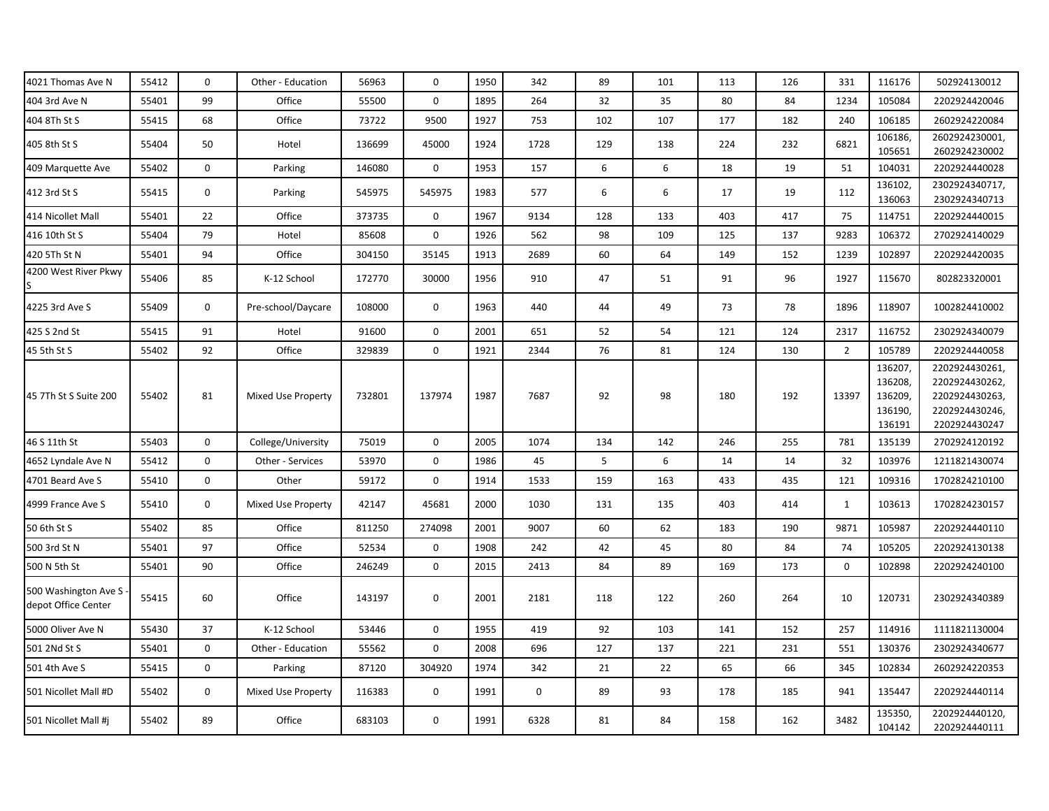| | | | | | | | | | | | | | | |
|---|---|---|---|---|---|---|---|---|---|---|---|---|---|---|
| 4021 Thomas Ave N | 55412 | 0 | Other - Education | 56963 | 0 | 1950 | 342 | 89 | 101 | 113 | 126 | 331 | 116176 | 502924130012 |
| 404 3rd Ave N | 55401 | 99 | Office | 55500 | 0 | 1895 | 264 | 32 | 35 | 80 | 84 | 1234 | 105084 | 2202924420046 |
| 404 8Th St S | 55415 | 68 | Office | 73722 | 9500 | 1927 | 753 | 102 | 107 | 177 | 182 | 240 | 106185 | 2602924220084 |
| 405 8th St S | 55404 | 50 | Hotel | 136699 | 45000 | 1924 | 1728 | 129 | 138 | 224 | 232 | 6821 | 106186, 105651 | 2602924230001, 2602924230002 |
| 409 Marquette Ave | 55402 | 0 | Parking | 146080 | 0 | 1953 | 157 | 6 | 6 | 18 | 19 | 51 | 104031 | 2202924440028 |
| 412 3rd St S | 55415 | 0 | Parking | 545975 | 545975 | 1983 | 577 | 6 | 6 | 17 | 19 | 112 | 136102, 136063 | 2302924340717, 2302924340713 |
| 414 Nicollet Mall | 55401 | 22 | Office | 373735 | 0 | 1967 | 9134 | 128 | 133 | 403 | 417 | 75 | 114751 | 2202924440015 |
| 416 10th St S | 55404 | 79 | Hotel | 85608 | 0 | 1926 | 562 | 98 | 109 | 125 | 137 | 9283 | 106372 | 2702924140029 |
| 420 5Th St N | 55401 | 94 | Office | 304150 | 35145 | 1913 | 2689 | 60 | 64 | 149 | 152 | 1239 | 102897 | 2202924420035 |
| 4200 West River Pkwy S | 55406 | 85 | K-12 School | 172770 | 30000 | 1956 | 910 | 47 | 51 | 91 | 96 | 1927 | 115670 | 802823320001 |
| 4225 3rd Ave S | 55409 | 0 | Pre-school/Daycare | 108000 | 0 | 1963 | 440 | 44 | 49 | 73 | 78 | 1896 | 118907 | 1002824410002 |
| 425 S 2nd St | 55415 | 91 | Hotel | 91600 | 0 | 2001 | 651 | 52 | 54 | 121 | 124 | 2317 | 116752 | 2302924340079 |
| 45 5th St S | 55402 | 92 | Office | 329839 | 0 | 1921 | 2344 | 76 | 81 | 124 | 130 | 2 | 105789 | 2202924440058 |
| 45 7Th St S Suite 200 | 55402 | 81 | Mixed Use Property | 732801 | 137974 | 1987 | 7687 | 92 | 98 | 180 | 192 | 13397 | 136207, 136208, 136209, 136190, 136191 | 2202924430261, 2202924430262, 2202924430263, 2202924430246, 2202924430247 |
| 46 S 11th St | 55403 | 0 | College/University | 75019 | 0 | 2005 | 1074 | 134 | 142 | 246 | 255 | 781 | 135139 | 2702924120192 |
| 4652 Lyndale Ave N | 55412 | 0 | Other - Services | 53970 | 0 | 1986 | 45 | 5 | 6 | 14 | 14 | 32 | 103976 | 1211821430074 |
| 4701 Beard Ave S | 55410 | 0 | Other | 59172 | 0 | 1914 | 1533 | 159 | 163 | 433 | 435 | 121 | 109316 | 1702824210100 |
| 4999 France Ave S | 55410 | 0 | Mixed Use Property | 42147 | 45681 | 2000 | 1030 | 131 | 135 | 403 | 414 | 1 | 103613 | 1702824230157 |
| 50 6th St S | 55402 | 85 | Office | 811250 | 274098 | 2001 | 9007 | 60 | 62 | 183 | 190 | 9871 | 105987 | 2202924440110 |
| 500 3rd St N | 55401 | 97 | Office | 52534 | 0 | 1908 | 242 | 42 | 45 | 80 | 84 | 74 | 105205 | 2202924130138 |
| 500 N 5th St | 55401 | 90 | Office | 246249 | 0 | 2015 | 2413 | 84 | 89 | 169 | 173 | 0 | 102898 | 2202924240100 |
| 500 Washington Ave S - depot Office Center | 55415 | 60 | Office | 143197 | 0 | 2001 | 2181 | 118 | 122 | 260 | 264 | 10 | 120731 | 2302924340389 |
| 5000 Oliver Ave N | 55430 | 37 | K-12 School | 53446 | 0 | 1955 | 419 | 92 | 103 | 141 | 152 | 257 | 114916 | 1111821130004 |
| 501 2Nd St S | 55401 | 0 | Other - Education | 55562 | 0 | 2008 | 696 | 127 | 137 | 221 | 231 | 551 | 130376 | 2302924340677 |
| 501 4th Ave S | 55415 | 0 | Parking | 87120 | 304920 | 1974 | 342 | 21 | 22 | 65 | 66 | 345 | 102834 | 2602924220353 |
| 501 Nicollet Mall #D | 55402 | 0 | Mixed Use Property | 116383 | 0 | 1991 | 0 | 89 | 93 | 178 | 185 | 941 | 135447 | 2202924440114 |
| 501 Nicollet Mall #j | 55402 | 89 | Office | 683103 | 0 | 1991 | 6328 | 81 | 84 | 158 | 162 | 3482 | 135350, 104142 | 2202924440120, 2202924440111 |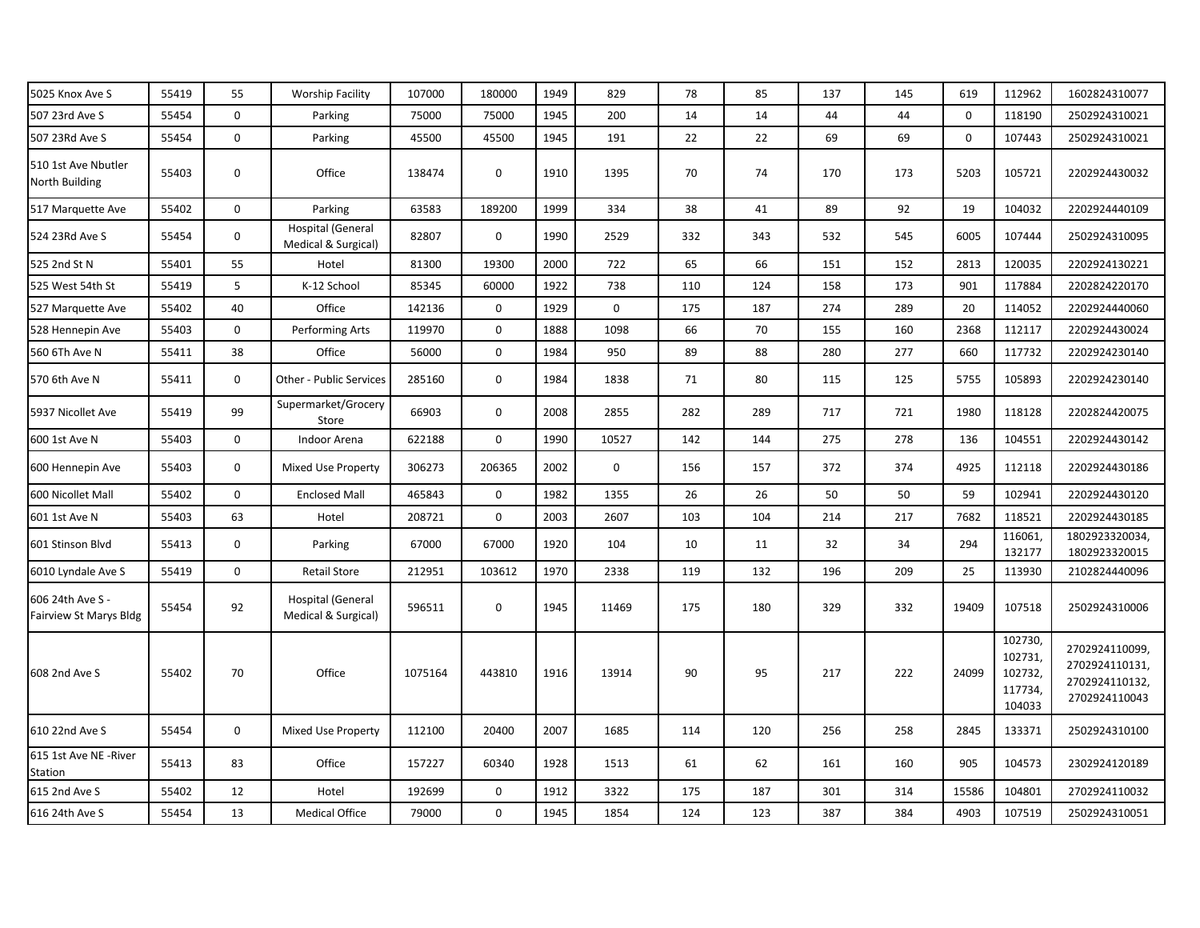| | | | | | | | | | | | | | | |
|---|---|---|---|---|---|---|---|---|---|---|---|---|---|---|
| 5025 Knox Ave S | 55419 | 55 | Worship Facility | 107000 | 180000 | 1949 | 829 | 78 | 85 | 137 | 145 | 619 | 112962 | 1602824310077 |
| 507 23rd Ave S | 55454 | 0 | Parking | 75000 | 75000 | 1945 | 200 | 14 | 14 | 44 | 44 | 0 | 118190 | 2502924310021 |
| 507 23Rd Ave S | 55454 | 0 | Parking | 45500 | 45500 | 1945 | 191 | 22 | 22 | 69 | 69 | 0 | 107443 | 2502924310021 |
| 510 1st Ave Nbutler North Building | 55403 | 0 | Office | 138474 | 0 | 1910 | 1395 | 70 | 74 | 170 | 173 | 5203 | 105721 | 2202924430032 |
| 517 Marquette Ave | 55402 | 0 | Parking | 63583 | 189200 | 1999 | 334 | 38 | 41 | 89 | 92 | 19 | 104032 | 2202924440109 |
| 524 23Rd Ave S | 55454 | 0 | Hospital (General Medical & Surgical) | 82807 | 0 | 1990 | 2529 | 332 | 343 | 532 | 545 | 6005 | 107444 | 2502924310095 |
| 525 2nd St N | 55401 | 55 | Hotel | 81300 | 19300 | 2000 | 722 | 65 | 66 | 151 | 152 | 2813 | 120035 | 2202924130221 |
| 525 West 54th St | 55419 | 5 | K-12 School | 85345 | 60000 | 1922 | 738 | 110 | 124 | 158 | 173 | 901 | 117884 | 2202824220170 |
| 527 Marquette Ave | 55402 | 40 | Office | 142136 | 0 | 1929 | 0 | 175 | 187 | 274 | 289 | 20 | 114052 | 2202924440060 |
| 528 Hennepin Ave | 55403 | 0 | Performing Arts | 119970 | 0 | 1888 | 1098 | 66 | 70 | 155 | 160 | 2368 | 112117 | 2202924430024 |
| 560 6Th Ave N | 55411 | 38 | Office | 56000 | 0 | 1984 | 950 | 89 | 88 | 280 | 277 | 660 | 117732 | 2202924230140 |
| 570 6th Ave N | 55411 | 0 | Other - Public Services | 285160 | 0 | 1984 | 1838 | 71 | 80 | 115 | 125 | 5755 | 105893 | 2202924230140 |
| 5937 Nicollet Ave | 55419 | 99 | Supermarket/Grocery Store | 66903 | 0 | 2008 | 2855 | 282 | 289 | 717 | 721 | 1980 | 118128 | 2202824420075 |
| 600 1st Ave N | 55403 | 0 | Indoor Arena | 622188 | 0 | 1990 | 10527 | 142 | 144 | 275 | 278 | 136 | 104551 | 2202924430142 |
| 600 Hennepin Ave | 55403 | 0 | Mixed Use Property | 306273 | 206365 | 2002 | 0 | 156 | 157 | 372 | 374 | 4925 | 112118 | 2202924430186 |
| 600 Nicollet Mall | 55402 | 0 | Enclosed Mall | 465843 | 0 | 1982 | 1355 | 26 | 26 | 50 | 50 | 59 | 102941 | 2202924430120 |
| 601 1st Ave N | 55403 | 63 | Hotel | 208721 | 0 | 2003 | 2607 | 103 | 104 | 214 | 217 | 7682 | 118521 | 2202924430185 |
| 601 Stinson Blvd | 55413 | 0 | Parking | 67000 | 67000 | 1920 | 104 | 10 | 11 | 32 | 34 | 294 | 116061, 132177 | 1802923320034, 1802923320015 |
| 6010 Lyndale Ave S | 55419 | 0 | Retail Store | 212951 | 103612 | 1970 | 2338 | 119 | 132 | 196 | 209 | 25 | 113930 | 2102824440096 |
| 606 24th Ave S - Fairview St Marys Bldg | 55454 | 92 | Hospital (General Medical & Surgical) | 596511 | 0 | 1945 | 11469 | 175 | 180 | 329 | 332 | 19409 | 107518 | 2502924310006 |
| 608 2nd Ave S | 55402 | 70 | Office | 1075164 | 443810 | 1916 | 13914 | 90 | 95 | 217 | 222 | 24099 | 102730, 102731, 102732, 117734, 104033 | 2702924110099, 2702924110131, 2702924110132, 2702924110043 |
| 610 22nd Ave S | 55454 | 0 | Mixed Use Property | 112100 | 20400 | 2007 | 1685 | 114 | 120 | 256 | 258 | 2845 | 133371 | 2502924310100 |
| 615 1st Ave NE -River Station | 55413 | 83 | Office | 157227 | 60340 | 1928 | 1513 | 61 | 62 | 161 | 160 | 905 | 104573 | 2302924120189 |
| 615 2nd Ave S | 55402 | 12 | Hotel | 192699 | 0 | 1912 | 3322 | 175 | 187 | 301 | 314 | 15586 | 104801 | 2702924110032 |
| 616 24th Ave S | 55454 | 13 | Medical Office | 79000 | 0 | 1945 | 1854 | 124 | 123 | 387 | 384 | 4903 | 107519 | 2502924310051 |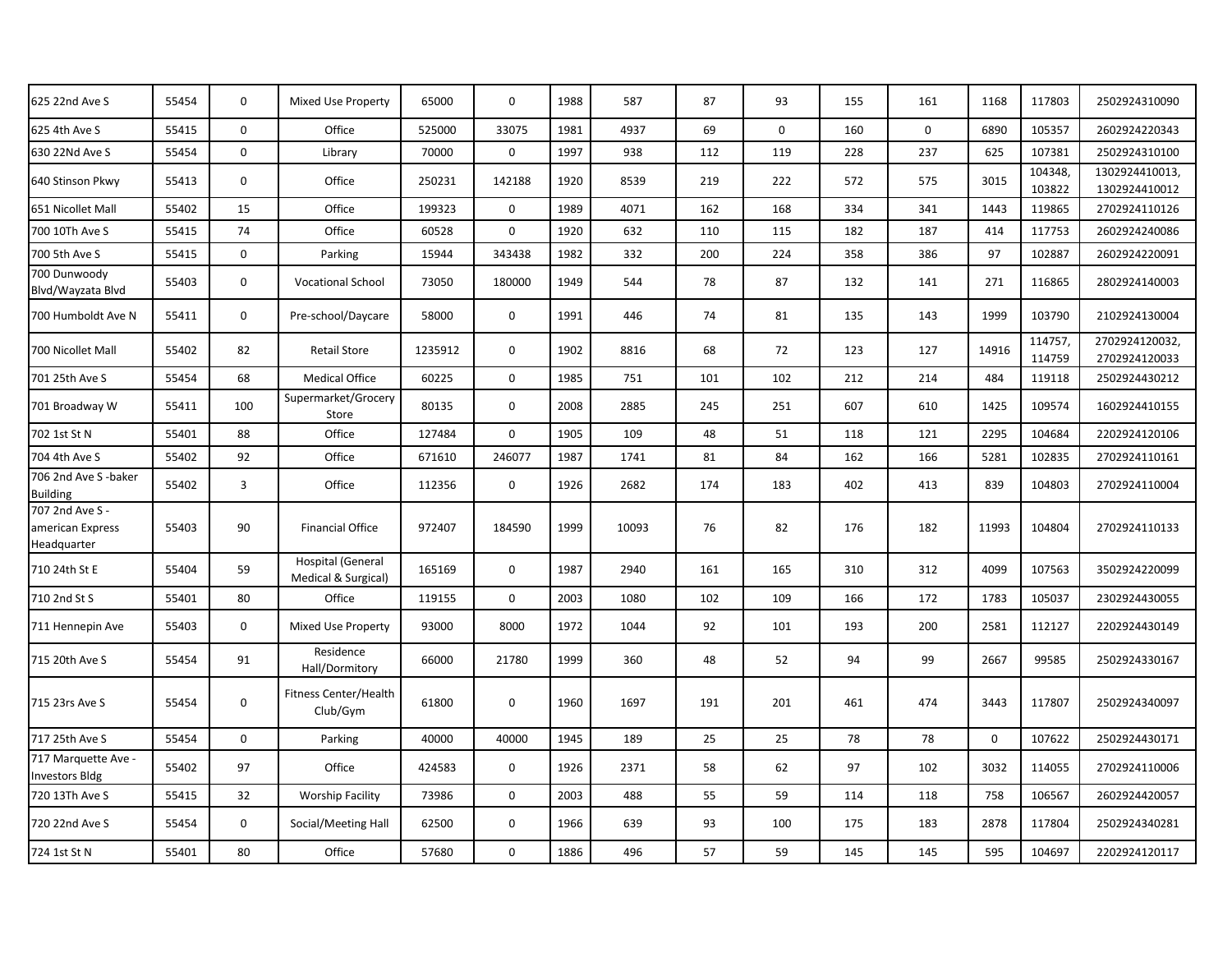| | | | | | | | | | | | | | | |
|---|---|---|---|---|---|---|---|---|---|---|---|---|---|---|
| 625 22nd Ave S | 55454 | 0 | Mixed Use Property | 65000 | 0 | 1988 | 587 | 87 | 93 | 155 | 161 | 1168 | 117803 | 2502924310090 |
| 625 4th Ave S | 55415 | 0 | Office | 525000 | 33075 | 1981 | 4937 | 69 | 0 | 160 | 0 | 6890 | 105357 | 2602924220343 |
| 630 22Nd Ave S | 55454 | 0 | Library | 70000 | 0 | 1997 | 938 | 112 | 119 | 228 | 237 | 625 | 107381 | 2502924310100 |
| 640 Stinson Pkwy | 55413 | 0 | Office | 250231 | 142188 | 1920 | 8539 | 219 | 222 | 572 | 575 | 3015 | 104348, 103822 | 1302924410013, 1302924410012 |
| 651 Nicollet Mall | 55402 | 15 | Office | 199323 | 0 | 1989 | 4071 | 162 | 168 | 334 | 341 | 1443 | 119865 | 2702924110126 |
| 700 10Th Ave S | 55415 | 74 | Office | 60528 | 0 | 1920 | 632 | 110 | 115 | 182 | 187 | 414 | 117753 | 2602924240086 |
| 700 5th Ave S | 55415 | 0 | Parking | 15944 | 343438 | 1982 | 332 | 200 | 224 | 358 | 386 | 97 | 102887 | 2602924220091 |
| 700 Dunwoody Blvd/Wayzata Blvd | 55403 | 0 | Vocational School | 73050 | 180000 | 1949 | 544 | 78 | 87 | 132 | 141 | 271 | 116865 | 2802924140003 |
| 700 Humboldt Ave N | 55411 | 0 | Pre-school/Daycare | 58000 | 0 | 1991 | 446 | 74 | 81 | 135 | 143 | 1999 | 103790 | 2102924130004 |
| 700 Nicollet Mall | 55402 | 82 | Retail Store | 1235912 | 0 | 1902 | 8816 | 68 | 72 | 123 | 127 | 14916 | 114757, 114759 | 2702924120032, 2702924120033 |
| 701 25th Ave S | 55454 | 68 | Medical Office | 60225 | 0 | 1985 | 751 | 101 | 102 | 212 | 214 | 484 | 119118 | 2502924430212 |
| 701 Broadway W | 55411 | 100 | Supermarket/Grocery Store | 80135 | 0 | 2008 | 2885 | 245 | 251 | 607 | 610 | 1425 | 109574 | 1602924410155 |
| 702 1st St N | 55401 | 88 | Office | 127484 | 0 | 1905 | 109 | 48 | 51 | 118 | 121 | 2295 | 104684 | 2202924120106 |
| 704 4th Ave S | 55402 | 92 | Office | 671610 | 246077 | 1987 | 1741 | 81 | 84 | 162 | 166 | 5281 | 102835 | 2702924110161 |
| 706 2nd Ave S -baker Building | 55402 | 3 | Office | 112356 | 0 | 1926 | 2682 | 174 | 183 | 402 | 413 | 839 | 104803 | 2702924110004 |
| 707 2nd Ave S - american Express Headquarter | 55403 | 90 | Financial Office | 972407 | 184590 | 1999 | 10093 | 76 | 82 | 176 | 182 | 11993 | 104804 | 2702924110133 |
| 710 24th St E | 55404 | 59 | Hospital (General Medical & Surgical) | 165169 | 0 | 1987 | 2940 | 161 | 165 | 310 | 312 | 4099 | 107563 | 3502924220099 |
| 710 2nd St S | 55401 | 80 | Office | 119155 | 0 | 2003 | 1080 | 102 | 109 | 166 | 172 | 1783 | 105037 | 2302924430055 |
| 711 Hennepin Ave | 55403 | 0 | Mixed Use Property | 93000 | 8000 | 1972 | 1044 | 92 | 101 | 193 | 200 | 2581 | 112127 | 2202924430149 |
| 715 20th Ave S | 55454 | 91 | Residence Hall/Dormitory | 66000 | 21780 | 1999 | 360 | 48 | 52 | 94 | 99 | 2667 | 99585 | 2502924330167 |
| 715 23rs Ave S | 55454 | 0 | Fitness Center/Health Club/Gym | 61800 | 0 | 1960 | 1697 | 191 | 201 | 461 | 474 | 3443 | 117807 | 2502924340097 |
| 717 25th Ave S | 55454 | 0 | Parking | 40000 | 40000 | 1945 | 189 | 25 | 25 | 78 | 78 | 0 | 107622 | 2502924430171 |
| 717 Marquette Ave - Investors Bldg | 55402 | 97 | Office | 424583 | 0 | 1926 | 2371 | 58 | 62 | 97 | 102 | 3032 | 114055 | 2702924110006 |
| 720 13Th Ave S | 55415 | 32 | Worship Facility | 73986 | 0 | 2003 | 488 | 55 | 59 | 114 | 118 | 758 | 106567 | 2602924420057 |
| 720 22nd Ave S | 55454 | 0 | Social/Meeting Hall | 62500 | 0 | 1966 | 639 | 93 | 100 | 175 | 183 | 2878 | 117804 | 2502924340281 |
| 724 1st St N | 55401 | 80 | Office | 57680 | 0 | 1886 | 496 | 57 | 59 | 145 | 145 | 595 | 104697 | 2202924120117 |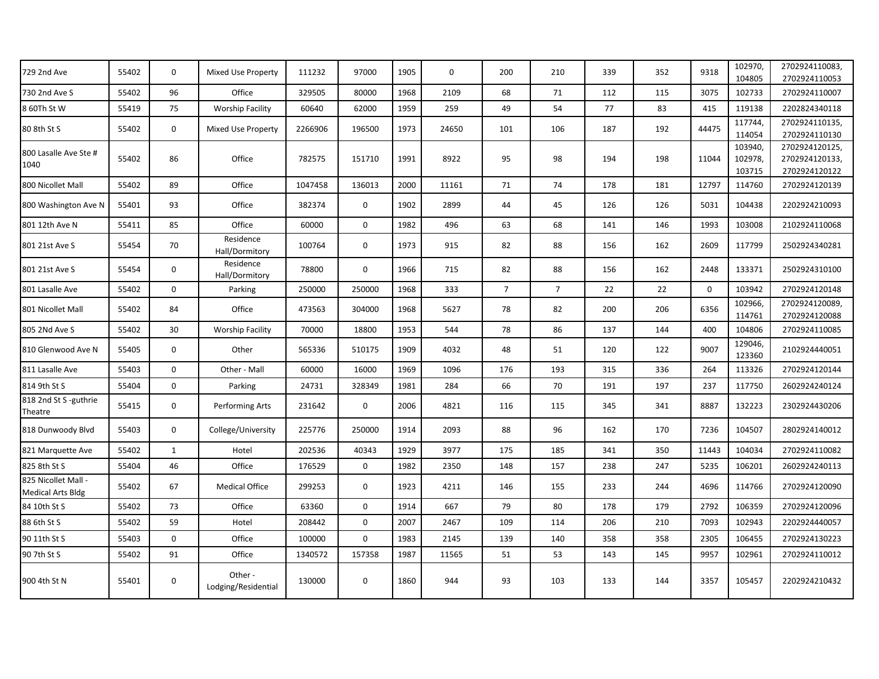| 729 2nd Ave | 55402 | 0 | Mixed Use Property | 111232 | 97000 | 1905 | 0 | 200 | 210 | 339 | 352 | 9318 | 102970, 104805 | 2702924110083, 2702924110053 |
|---|---|---|---|---|---|---|---|---|---|---|---|---|---|---|
| 730 2nd Ave S | 55402 | 96 | Office | 329505 | 80000 | 1968 | 2109 | 68 | 71 | 112 | 115 | 3075 | 102733 | 2702924110007 |
| 8 60Th St W | 55419 | 75 | Worship Facility | 60640 | 62000 | 1959 | 259 | 49 | 54 | 77 | 83 | 415 | 119138 | 2202824340118 |
| 80 8th St S | 55402 | 0 | Mixed Use Property | 2266906 | 196500 | 1973 | 24650 | 101 | 106 | 187 | 192 | 44475 | 117744, 114054 | 2702924110135, 2702924110130 |
| 800 Lasalle Ave Ste # 1040 | 55402 | 86 | Office | 782575 | 151710 | 1991 | 8922 | 95 | 98 | 194 | 198 | 11044 | 103940, 102978, 103715 | 2702924120125, 2702924120133, 2702924120122 |
| 800 Nicollet Mall | 55402 | 89 | Office | 1047458 | 136013 | 2000 | 11161 | 71 | 74 | 178 | 181 | 12797 | 114760 | 2702924120139 |
| 800 Washington Ave N | 55401 | 93 | Office | 382374 | 0 | 1902 | 2899 | 44 | 45 | 126 | 126 | 5031 | 104438 | 2202924210093 |
| 801 12th Ave N | 55411 | 85 | Office | 60000 | 0 | 1982 | 496 | 63 | 68 | 141 | 146 | 1993 | 103008 | 2102924110068 |
| 801 21st Ave S | 55454 | 70 | Residence Hall/Dormitory | 100764 | 0 | 1973 | 915 | 82 | 88 | 156 | 162 | 2609 | 117799 | 2502924340281 |
| 801 21st Ave S | 55454 | 0 | Residence Hall/Dormitory | 78800 | 0 | 1966 | 715 | 82 | 88 | 156 | 162 | 2448 | 133371 | 2502924310100 |
| 801 Lasalle Ave | 55402 | 0 | Parking | 250000 | 250000 | 1968 | 333 | 7 | 7 | 22 | 22 | 0 | 103942 | 2702924120148 |
| 801 Nicollet Mall | 55402 | 84 | Office | 473563 | 304000 | 1968 | 5627 | 78 | 82 | 200 | 206 | 6356 | 102966, 114761 | 2702924120089, 2702924120088 |
| 805 2Nd Ave S | 55402 | 30 | Worship Facility | 70000 | 18800 | 1953 | 544 | 78 | 86 | 137 | 144 | 400 | 104806 | 2702924110085 |
| 810 Glenwood Ave N | 55405 | 0 | Other | 565336 | 510175 | 1909 | 4032 | 48 | 51 | 120 | 122 | 9007 | 129046, 123360 | 2102924440051 |
| 811 Lasalle Ave | 55403 | 0 | Other - Mall | 60000 | 16000 | 1969 | 1096 | 176 | 193 | 315 | 336 | 264 | 113326 | 2702924120144 |
| 814 9th St S | 55404 | 0 | Parking | 24731 | 328349 | 1981 | 284 | 66 | 70 | 191 | 197 | 237 | 117750 | 2602924240124 |
| 818 2nd St S -guthrie Theatre | 55415 | 0 | Performing Arts | 231642 | 0 | 2006 | 4821 | 116 | 115 | 345 | 341 | 8887 | 132223 | 2302924430206 |
| 818 Dunwoody Blvd | 55403 | 0 | College/University | 225776 | 250000 | 1914 | 2093 | 88 | 96 | 162 | 170 | 7236 | 104507 | 2802924140012 |
| 821 Marquette Ave | 55402 | 1 | Hotel | 202536 | 40343 | 1929 | 3977 | 175 | 185 | 341 | 350 | 11443 | 104034 | 2702924110082 |
| 825 8th St S | 55404 | 46 | Office | 176529 | 0 | 1982 | 2350 | 148 | 157 | 238 | 247 | 5235 | 106201 | 2602924240113 |
| 825 Nicollet Mall - Medical Arts Bldg | 55402 | 67 | Medical Office | 299253 | 0 | 1923 | 4211 | 146 | 155 | 233 | 244 | 4696 | 114766 | 2702924120090 |
| 84 10th St S | 55402 | 73 | Office | 63360 | 0 | 1914 | 667 | 79 | 80 | 178 | 179 | 2792 | 106359 | 2702924120096 |
| 88 6th St S | 55402 | 59 | Hotel | 208442 | 0 | 2007 | 2467 | 109 | 114 | 206 | 210 | 7093 | 102943 | 2202924440057 |
| 90 11th St S | 55403 | 0 | Office | 100000 | 0 | 1983 | 2145 | 139 | 140 | 358 | 358 | 2305 | 106455 | 2702924130223 |
| 90 7th St S | 55402 | 91 | Office | 1340572 | 157358 | 1987 | 11565 | 51 | 53 | 143 | 145 | 9957 | 102961 | 2702924110012 |
| 900 4th St N | 55401 | 0 | Other - Lodging/Residential | 130000 | 0 | 1860 | 944 | 93 | 103 | 133 | 144 | 3357 | 105457 | 2202924210432 |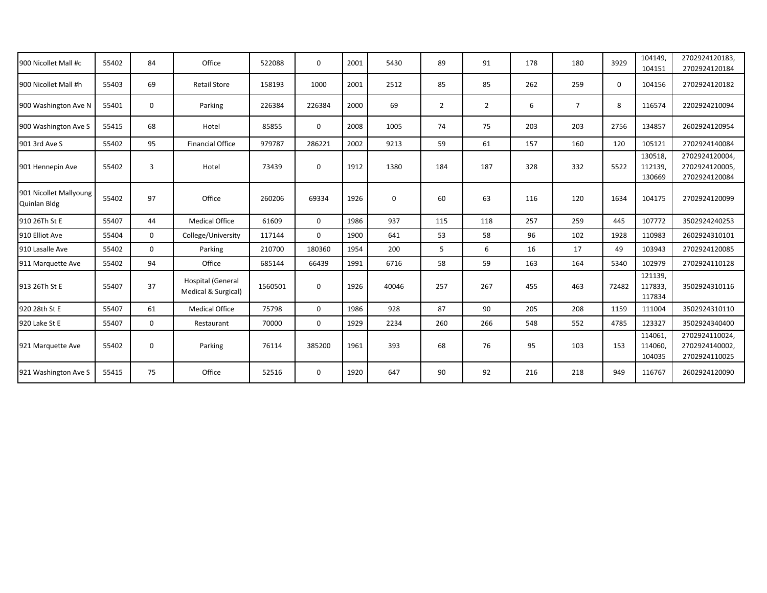| | | | | | | | | | | | | | | |
|---|---|---|---|---|---|---|---|---|---|---|---|---|---|---|
| 900 Nicollet Mall #c | 55402 | 84 | Office | 522088 | 0 | 2001 | 5430 | 89 | 91 | 178 | 180 | 3929 | 104149, 104151 | 2702924120183, 2702924120184 |
| 900 Nicollet Mall #h | 55403 | 69 | Retail Store | 158193 | 1000 | 2001 | 2512 | 85 | 85 | 262 | 259 | 0 | 104156 | 2702924120182 |
| 900 Washington Ave N | 55401 | 0 | Parking | 226384 | 226384 | 2000 | 69 | 2 | 2 | 6 | 7 | 8 | 116574 | 2202924210094 |
| 900 Washington Ave S | 55415 | 68 | Hotel | 85855 | 0 | 2008 | 1005 | 74 | 75 | 203 | 203 | 2756 | 134857 | 2602924120954 |
| 901 3rd Ave S | 55402 | 95 | Financial Office | 979787 | 286221 | 2002 | 9213 | 59 | 61 | 157 | 160 | 120 | 105121 | 2702924140084 |
| 901 Hennepin Ave | 55402 | 3 | Hotel | 73439 | 0 | 1912 | 1380 | 184 | 187 | 328 | 332 | 5522 | 130518, 112139, 130669 | 2702924120004, 2702924120005, 2702924120084 |
| 901 Nicollet Mallyoung Quinlan Bldg | 55402 | 97 | Office | 260206 | 69334 | 1926 | 0 | 60 | 63 | 116 | 120 | 1634 | 104175 | 2702924120099 |
| 910 26Th St E | 55407 | 44 | Medical Office | 61609 | 0 | 1986 | 937 | 115 | 118 | 257 | 259 | 445 | 107772 | 3502924240253 |
| 910 Elliot Ave | 55404 | 0 | College/University | 117144 | 0 | 1900 | 641 | 53 | 58 | 96 | 102 | 1928 | 110983 | 2602924310101 |
| 910 Lasalle Ave | 55402 | 0 | Parking | 210700 | 180360 | 1954 | 200 | 5 | 6 | 16 | 17 | 49 | 103943 | 2702924120085 |
| 911 Marquette Ave | 55402 | 94 | Office | 685144 | 66439 | 1991 | 6716 | 58 | 59 | 163 | 164 | 5340 | 102979 | 2702924110128 |
| 913 26Th St E | 55407 | 37 | Hospital (General Medical & Surgical) | 1560501 | 0 | 1926 | 40046 | 257 | 267 | 455 | 463 | 72482 | 121139, 117833, 117834 | 3502924310116 |
| 920 28th St E | 55407 | 61 | Medical Office | 75798 | 0 | 1986 | 928 | 87 | 90 | 205 | 208 | 1159 | 111004 | 3502924310110 |
| 920 Lake St E | 55407 | 0 | Restaurant | 70000 | 0 | 1929 | 2234 | 260 | 266 | 548 | 552 | 4785 | 123327 | 3502924340400 |
| 921 Marquette Ave | 55402 | 0 | Parking | 76114 | 385200 | 1961 | 393 | 68 | 76 | 95 | 103 | 153 | 114061, 114060, 104035 | 2702924110024, 2702924140002, 2702924110025 |
| 921 Washington Ave S | 55415 | 75 | Office | 52516 | 0 | 1920 | 647 | 90 | 92 | 216 | 218 | 949 | 116767 | 2602924120090 |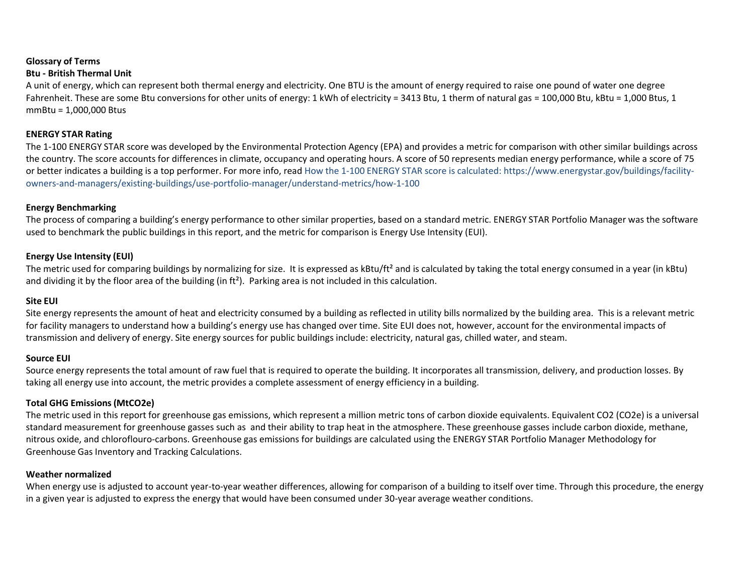**Glossary of Terms**

**Btu - British Thermal Unit**

A unit of energy, which can represent both thermal energy and electricity. One BTU is the amount of energy required to raise one pound of water one degree Fahrenheit. These are some Btu conversions for other units of energy: 1 kWh of electricity = 3413 Btu, 1 therm of natural gas = 100,000 Btu, kBtu = 1,000 Btus, 1 mmBtu = 1,000,000 Btus

**ENERGY STAR Rating**

The 1-100 ENERGY STAR score was developed by the Environmental Protection Agency (EPA) and provides a metric for comparison with other similar buildings across the country. The score accounts for differences in climate, occupancy and operating hours. A score of 50 represents median energy performance, while a score of 75 or better indicates a building is a top performer. For more info, read How the 1-100 ENERGY STAR score is calculated: https://www.energystar.gov/buildings/facility-owners-and-managers/existing-buildings/use-portfolio-manager/understand-metrics/how-1-100

**Energy Benchmarking**

The process of comparing a building's energy performance to other similar properties, based on a standard metric. ENERGY STAR Portfolio Manager was the software used to benchmark the public buildings in this report, and the metric for comparison is Energy Use Intensity (EUI).

**Energy Use Intensity (EUI)**

The metric used for comparing buildings by normalizing for size. It is expressed as kBtu/ft² and is calculated by taking the total energy consumed in a year (in kBtu) and dividing it by the floor area of the building (in ft²). Parking area is not included in this calculation.

**Site EUI**

Site energy represents the amount of heat and electricity consumed by a building as reflected in utility bills normalized by the building area. This is a relevant metric for facility managers to understand how a building's energy use has changed over time. Site EUI does not, however, account for the environmental impacts of transmission and delivery of energy. Site energy sources for public buildings include: electricity, natural gas, chilled water, and steam.

**Source EUI**

Source energy represents the total amount of raw fuel that is required to operate the building. It incorporates all transmission, delivery, and production losses. By taking all energy use into account, the metric provides a complete assessment of energy efficiency in a building.

**Total GHG Emissions (MtCO2e)**

The metric used in this report for greenhouse gas emissions, which represent a million metric tons of carbon dioxide equivalents. Equivalent CO2 (CO2e) is a universal standard measurement for greenhouse gasses such as and their ability to trap heat in the atmosphere. These greenhouse gasses include carbon dioxide, methane, nitrous oxide, and chloroflouro-carbons. Greenhouse gas emissions for buildings are calculated using the ENERGY STAR Portfolio Manager Methodology for Greenhouse Gas Inventory and Tracking Calculations.

**Weather normalized**

When energy use is adjusted to account year-to-year weather differences, allowing for comparison of a building to itself over time. Through this procedure, the energy in a given year is adjusted to express the energy that would have been consumed under 30-year average weather conditions.